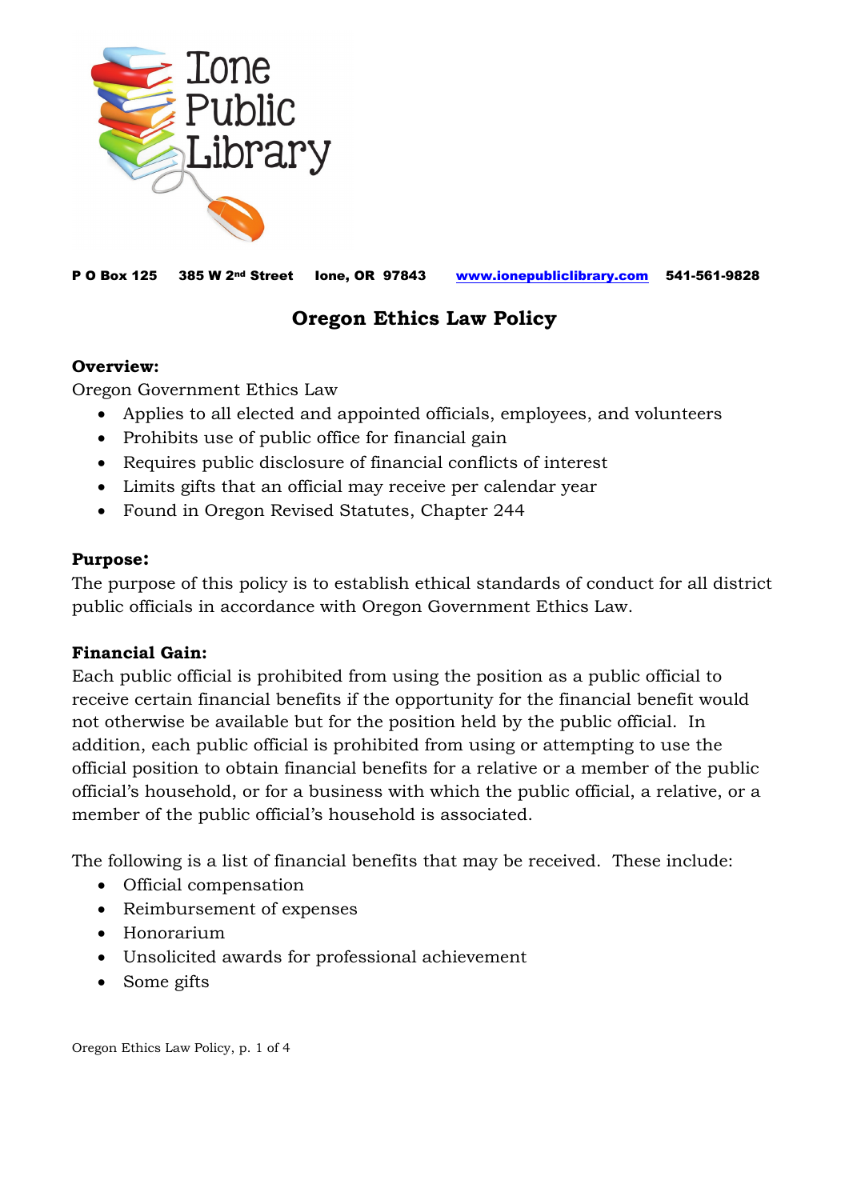# Ione Public Library

P O Box 125 385 W 2nd Street Ione, OR 97843 www.ionepubliclibrary.com 541-561-9828

## Oregon Ethics Law Policy

**Overview:**

Oregon Government Ethics Law

- Applies to all elected and appointed officials, employees, and volunteers
- Prohibits use of public office for financial gain
- Requires public disclosure of financial conflicts of interest
- Limits gifts that an official may receive per calendar year
- Found in Oregon Revised Statutes, Chapter 244

**Purpose:**

The purpose of this policy is to establish ethical standards of conduct for all district public officials in accordance with Oregon Government Ethics Law.

**Financial Gain:**

Each public official is prohibited from using the position as a public official to receive certain financial benefits if the opportunity for the financial benefit would not otherwise be available but for the position held by the public official. In addition, each public official is prohibited from using or attempting to use the official position to obtain financial benefits for a relative or a member of the public official's household, or for a business with which the public official, a relative, or a member of the public official's household is associated.

The following is a list of financial benefits that may be received. These include:

- Official compensation
- Reimbursement of expenses
- Honorarium
- Unsolicited awards for professional achievement
- Some gifts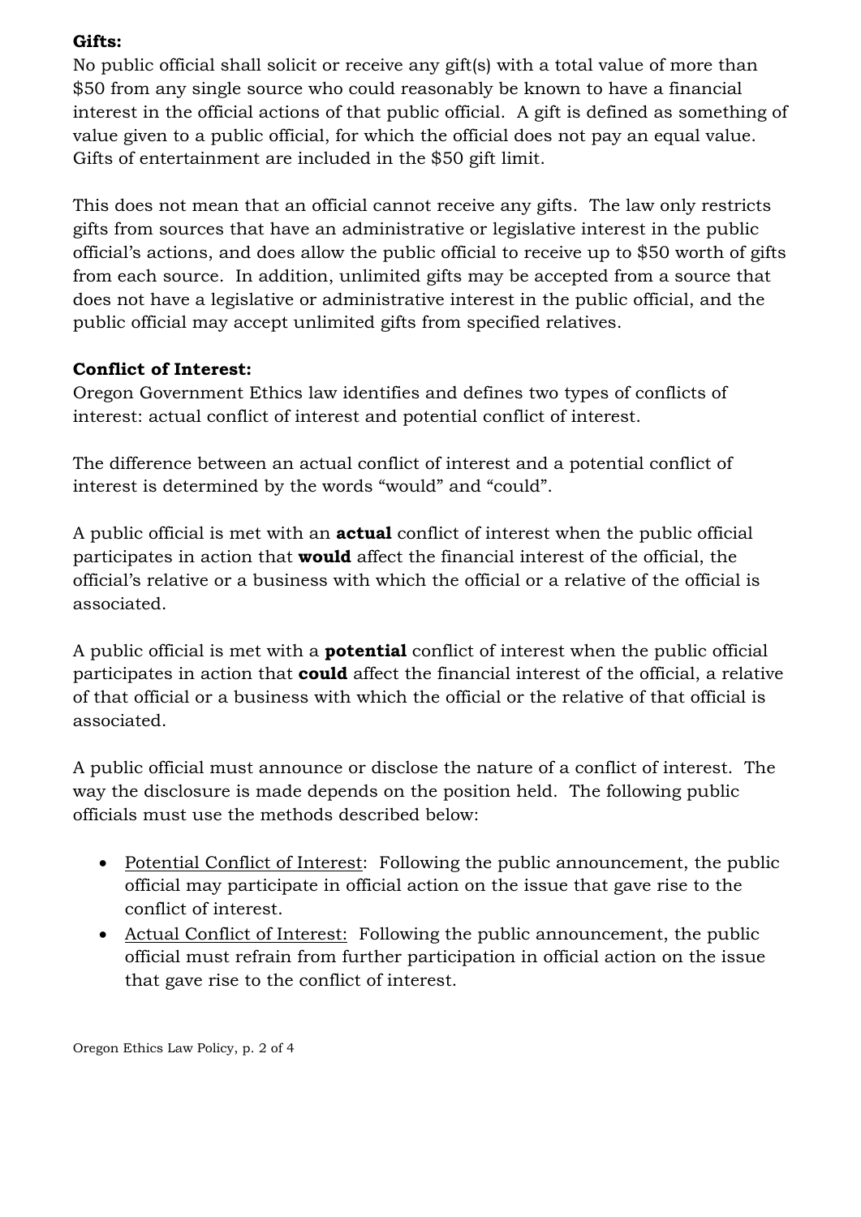**Gifts:**
No public official shall solicit or receive any gift(s) with a total value of more than $50 from any single source who could reasonably be known to have a financial interest in the official actions of that public official. A gift is defined as something of value given to a public official, for which the official does not pay an equal value. Gifts of entertainment are included in the $50 gift limit.

This does not mean that an official cannot receive any gifts. The law only restricts gifts from sources that have an administrative or legislative interest in the public official's actions, and does allow the public official to receive up to $50 worth of gifts from each source. In addition, unlimited gifts may be accepted from a source that does not have a legislative or administrative interest in the public official, and the public official may accept unlimited gifts from specified relatives.

**Conflict of Interest:**
Oregon Government Ethics law identifies and defines two types of conflicts of interest: actual conflict of interest and potential conflict of interest.

The difference between an actual conflict of interest and a potential conflict of interest is determined by the words "would" and "could".

A public official is met with an **actual** conflict of interest when the public official participates in action that **would** affect the financial interest of the official, the official's relative or a business with which the official or a relative of the official is associated.

A public official is met with a **potential** conflict of interest when the public official participates in action that **could** affect the financial interest of the official, a relative of that official or a business with which the official or the relative of that official is associated.

A public official must announce or disclose the nature of a conflict of interest. The way the disclosure is made depends on the position held. The following public officials must use the methods described below:

- <u>Potential Conflict of Interest</u>: Following the public announcement, the public official may participate in official action on the issue that gave rise to the conflict of interest.
- <u>Actual Conflict of Interest:</u> Following the public announcement, the public official must refrain from further participation in official action on the issue that gave rise to the conflict of interest.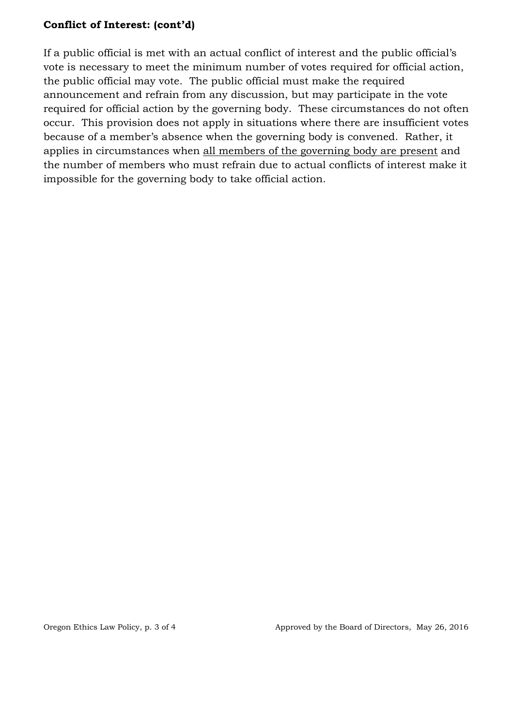**Conflict of Interest: (cont'd)**

If a public official is met with an actual conflict of interest and the public official's vote is necessary to meet the minimum number of votes required for official action, the public official may vote. The public official must make the required announcement and refrain from any discussion, but may participate in the vote required for official action by the governing body. These circumstances do not often occur. This provision does not apply in situations where there are insufficient votes because of a member's absence when the governing body is convened. Rather, it applies in circumstances when <u>all members of the governing body are present</u> and the number of members who must refrain due to actual conflicts of interest make it impossible for the governing body to take official action.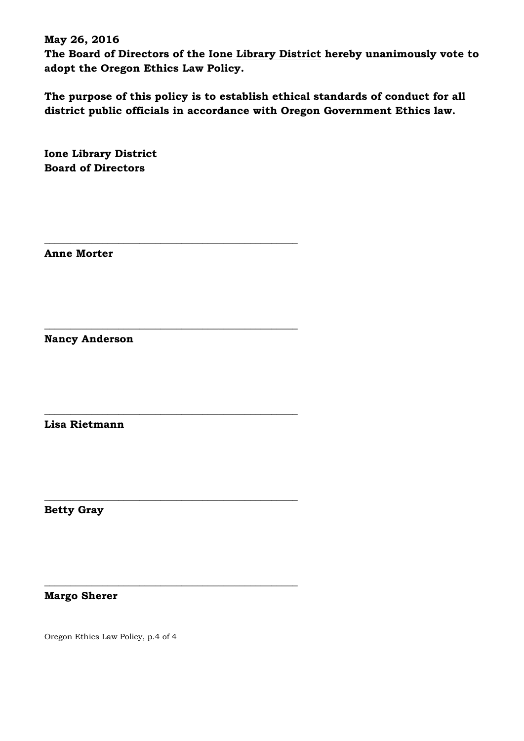**May 26, 2016**

**The Board of Directors of the <u>Ione Library District</u> hereby unanimously vote to adopt the Oregon Ethics Law Policy.**

**The purpose of this policy is to establish ethical standards of conduct for all district public officials in accordance with Oregon Government Ethics law.**

**Ione Library District**
**Board of Directors**

\_\_\_\_\_\_\_\_\_\_\_\_\_\_\_\_\_\_\_\_\_\_\_\_\_\_\_\_\_\_\_\_\_\_\_\_\_\_\_\_\_\_\_\_

**Anne Morter**

\_\_\_\_\_\_\_\_\_\_\_\_\_\_\_\_\_\_\_\_\_\_\_\_\_\_\_\_\_\_\_\_\_\_\_\_\_\_\_\_\_\_\_\_

**Nancy Anderson**

\_\_\_\_\_\_\_\_\_\_\_\_\_\_\_\_\_\_\_\_\_\_\_\_\_\_\_\_\_\_\_\_\_\_\_\_\_\_\_\_\_\_\_\_

**Lisa Rietmann**

\_\_\_\_\_\_\_\_\_\_\_\_\_\_\_\_\_\_\_\_\_\_\_\_\_\_\_\_\_\_\_\_\_\_\_\_\_\_\_\_\_\_\_\_

**Betty Gray**

\_\_\_\_\_\_\_\_\_\_\_\_\_\_\_\_\_\_\_\_\_\_\_\_\_\_\_\_\_\_\_\_\_\_\_\_\_\_\_\_\_\_\_\_

**Margo Sherer**